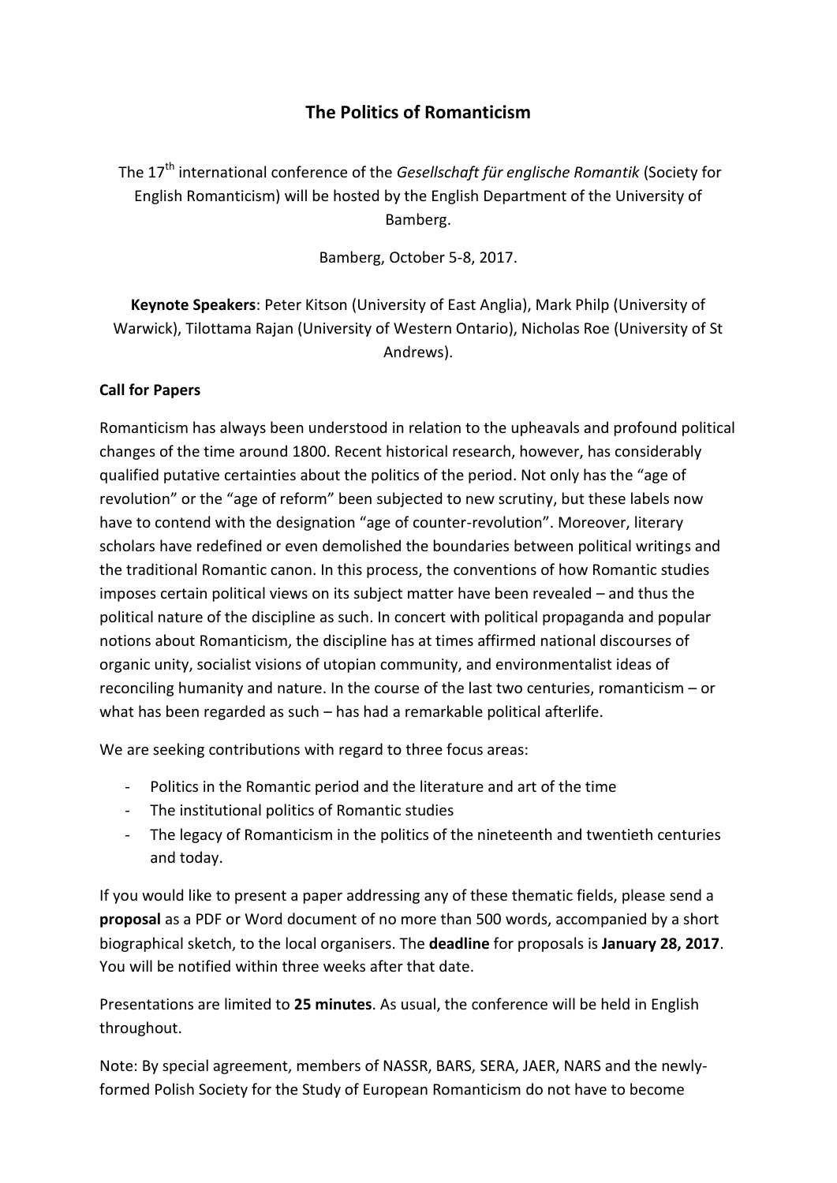# The Politics of Romanticism

The 17th international conference of the *Gesellschaft für englische Romantik* (Society for English Romanticism) will be hosted by the English Department of the University of Bamberg.

Bamberg, October 5-8, 2017.

**Keynote Speakers**: Peter Kitson (University of East Anglia), Mark Philp (University of Warwick), Tilottama Rajan (University of Western Ontario), Nicholas Roe (University of St Andrews).

**Call for Papers**

Romanticism has always been understood in relation to the upheavals and profound political changes of the time around 1800. Recent historical research, however, has considerably qualified putative certainties about the politics of the period. Not only has the "age of revolution" or the "age of reform" been subjected to new scrutiny, but these labels now have to contend with the designation "age of counter-revolution". Moreover, literary scholars have redefined or even demolished the boundaries between political writings and the traditional Romantic canon. In this process, the conventions of how Romantic studies imposes certain political views on its subject matter have been revealed – and thus the political nature of the discipline as such. In concert with political propaganda and popular notions about Romanticism, the discipline has at times affirmed national discourses of organic unity, socialist visions of utopian community, and environmentalist ideas of reconciling humanity and nature. In the course of the last two centuries, romanticism – or what has been regarded as such – has had a remarkable political afterlife.

We are seeking contributions with regard to three focus areas:

- Politics in the Romantic period and the literature and art of the time
- The institutional politics of Romantic studies
- The legacy of Romanticism in the politics of the nineteenth and twentieth centuries and today.

If you would like to present a paper addressing any of these thematic fields, please send a **proposal** as a PDF or Word document of no more than 500 words, accompanied by a short biographical sketch, to the local organisers. The **deadline** for proposals is **January 28, 2017**. You will be notified within three weeks after that date.

Presentations are limited to **25 minutes**. As usual, the conference will be held in English throughout.

Note: By special agreement, members of NASSR, BARS, SERA, JAER, NARS and the newly-formed Polish Society for the Study of European Romanticism do not have to become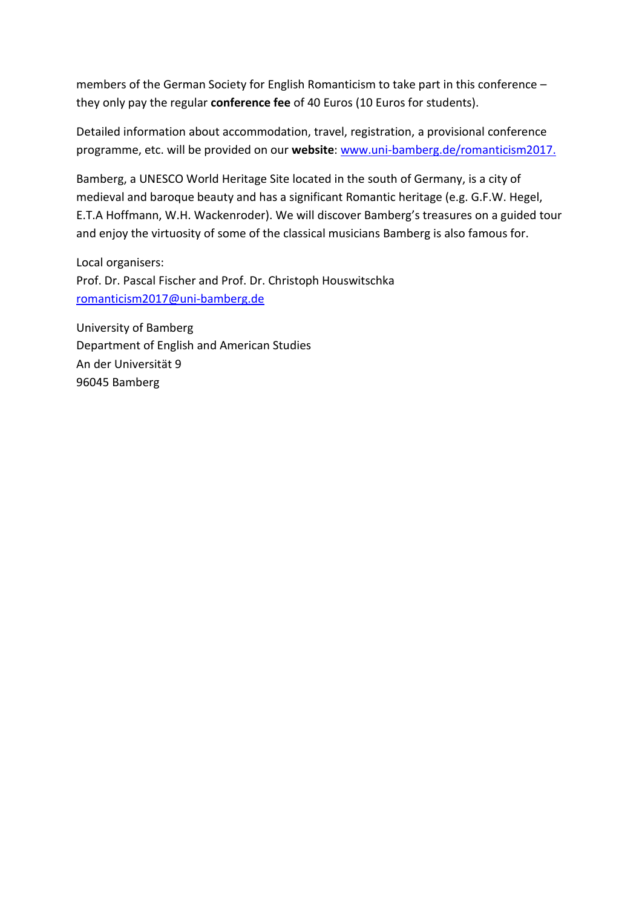members of the German Society for English Romanticism to take part in this conference – they only pay the regular **conference fee** of 40 Euros (10 Euros for students).

Detailed information about accommodation, travel, registration, a provisional conference programme, etc. will be provided on our **website**: www.uni-bamberg.de/romanticism2017.

Bamberg, a UNESCO World Heritage Site located in the south of Germany, is a city of medieval and baroque beauty and has a significant Romantic heritage (e.g. G.F.W. Hegel, E.T.A Hoffmann, W.H. Wackenroder). We will discover Bamberg's treasures on a guided tour and enjoy the virtuosity of some of the classical musicians Bamberg is also famous for.

Local organisers:
Prof. Dr. Pascal Fischer and Prof. Dr. Christoph Houswitschka
romanticism2017@uni-bamberg.de

University of Bamberg
Department of English and American Studies
An der Universität 9
96045 Bamberg